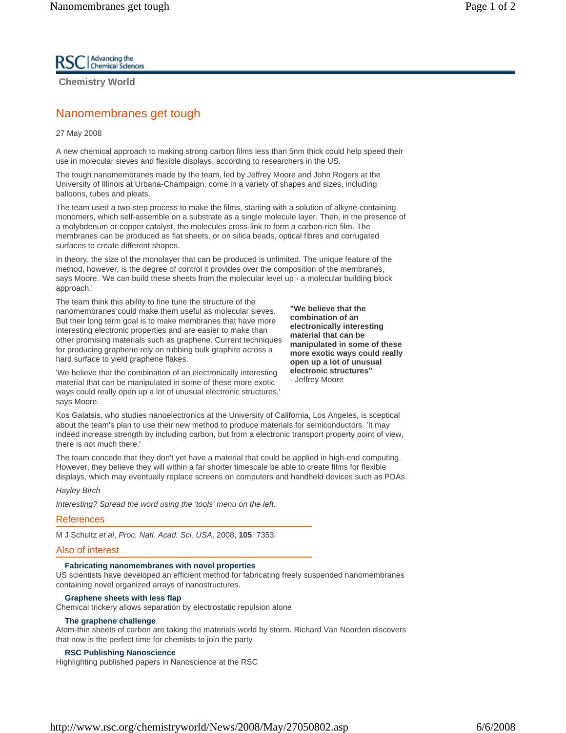RSC | Advancing the Chemical Sciences

**Chemistry World**

# Nanomembranes get tough

27 May 2008

A new chemical approach to making strong carbon films less than 5nm thick could help speed their use in molecular sieves and flexible displays, according to researchers in the US.

The tough nanomembranes made by the team, led by Jeffrey Moore and John Rogers at the University of Illinois at Urbana-Champaign, come in a variety of shapes and sizes, including balloons, tubes and pleats.

The team used a two-step process to make the films, starting with a solution of alkyne-containing monomers, which self-assemble on a substrate as a single molecule layer. Then, in the presence of a molybdenum or copper catalyst, the molecules cross-link to form a carbon-rich film. The membranes can be produced as flat sheets, or on silica beads, optical fibres and corrugated surfaces to create different shapes.

In theory, the size of the monolayer that can be produced is unlimited. The unique feature of the method, however, is the degree of control it provides over the composition of the membranes, says Moore. 'We can build these sheets from the molecular level up - a molecular building block approach.'

The team think this ability to fine tune the structure of the nanomembranes could make them useful as molecular sieves. But their long term goal is to make membranes that have more interesting electronic properties and are easier to make than other promising materials such as graphene. Current techniques for producing graphene rely on rubbing bulk graphite across a hard surface to yield graphene flakes.

> **"We believe that the combination of an electronically interesting material that can be manipulated in some of these more exotic ways could really open up a lot of unusual electronic structures"**
> \- Jeffrey Moore

'We believe that the combination of an electronically interesting material that can be manipulated in some of these more exotic ways could really open up a lot of unusual electronic structures,' says Moore.

Kos Galatsis, who studies nanoelectronics at the University of California, Los Angeles, is sceptical about the team's plan to use their new method to produce materials for semiconductors. 'It may indeed increase strength by including carbon, but from a electronic transport property point of view, there is not much there.'

The team concede that they don't yet have a material that could be applied in high-end computing. However, they believe they will within a far shorter timescale be able to create films for flexible displays, which may eventually replace screens on computers and handheld devices such as PDAs.

*Hayley Birch*

*Interesting? Spread the word using the 'tools' menu on the left.*

## References

M J Schultz *et al*, *Proc. Natl. Acad. Sci. USA*, 2008, **105**, 7353.

## Also of interest

**Fabricating nanomembranes with novel properties**
US scientists have developed an efficient method for fabricating freely suspended nanomembranes containing novel organized arrays of nanostructures.

**Graphene sheets with less flap**
Chemical trickery allows separation by electrostatic repulsion alone

**The graphene challenge**
Atom-thin sheets of carbon are taking the materials world by storm. Richard Van Noorden discovers that now is the perfect time for chemists to join the party

**RSC Publishing Nanoscience**
Highlighting published papers in Nanoscience at the RSC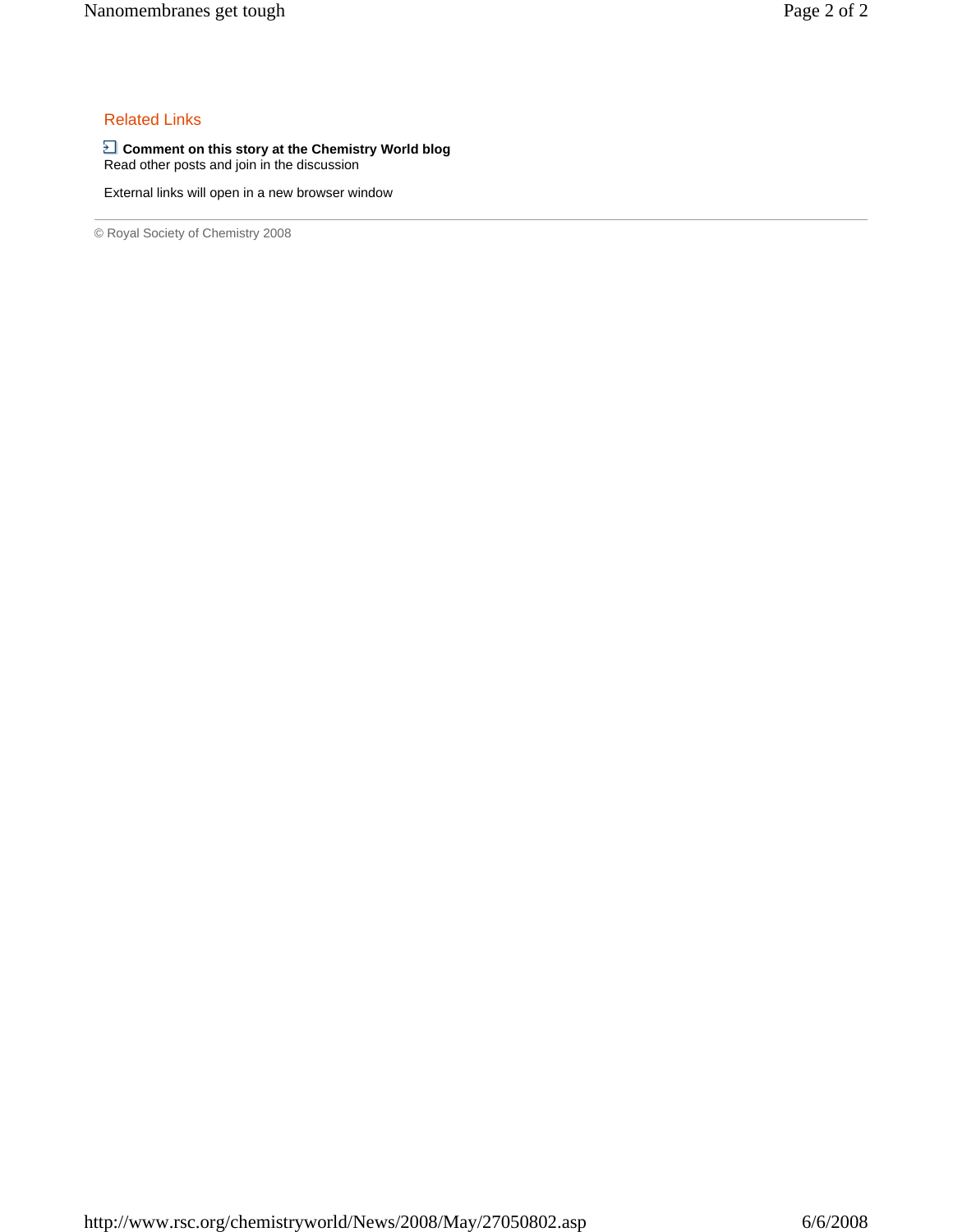## Related Links

**Comment on this story at the Chemistry World blog**
Read other posts and join in the discussion

External links will open in a new browser window

© Royal Society of Chemistry 2008